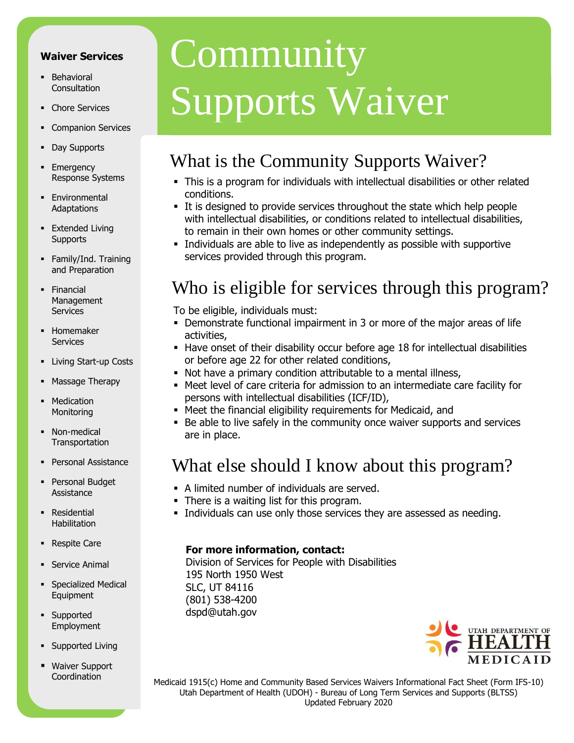# Community Supports Waiver

## What is the Community Supports Waiver?

- This is a program for individuals with intellectual disabilities or other related conditions.
- It is designed to provide services throughout the state which help people with intellectual disabilities, or conditions related to intellectual disabilities, to remain in their own homes or other community settings.
- Individuals are able to live as independently as possible with supportive services provided through this program.

## Who is eligible for services through this program?

To be eligible, individuals must:

- Demonstrate functional impairment in 3 or more of the major areas of life activities,
- Have onset of their disability occur before age 18 for intellectual disabilities or before age 22 for other related conditions,
- Not have a primary condition attributable to a mental illness,
- Meet level of care criteria for admission to an intermediate care facility for persons with intellectual disabilities (ICF/ID),
- Meet the financial eligibility requirements for Medicaid, and
- Be able to live safely in the community once waiver supports and services are in place.

## What else should I know about this program?

- A limited number of individuals are served.
- There is a waiting list for this program.
- Individuals can use only those services they are assessed as needing.

**For more information, contact:**
Division of Services for People with Disabilities
195 North 1950 West
SLC, UT 84116
(801) 538-4200
dspd@utah.gov

### Waiver Services

- Behavioral Consultation
- Chore Services
- Companion Services
- Day Supports
- Emergency Response Systems
- Environmental Adaptations
- Extended Living Supports
- Family/Ind. Training and Preparation
- Financial Management Services
- Homemaker Services
- Living Start-up Costs
- Massage Therapy
- Medication Monitoring
- Non-medical Transportation
- Personal Assistance
- Personal Budget Assistance
- Residential Habilitation
- Respite Care
- Service Animal
- Specialized Medical Equipment
- Supported Employment
- Supported Living
- Waiver Support Coordination

UTAH DEPARTMENT OF HEALTH MEDICAID

Medicaid 1915(c) Home and Community Based Services Waivers Informational Fact Sheet (Form IFS-10)
Utah Department of Health (UDOH) - Bureau of Long Term Services and Supports (BLTSS)
Updated February 2020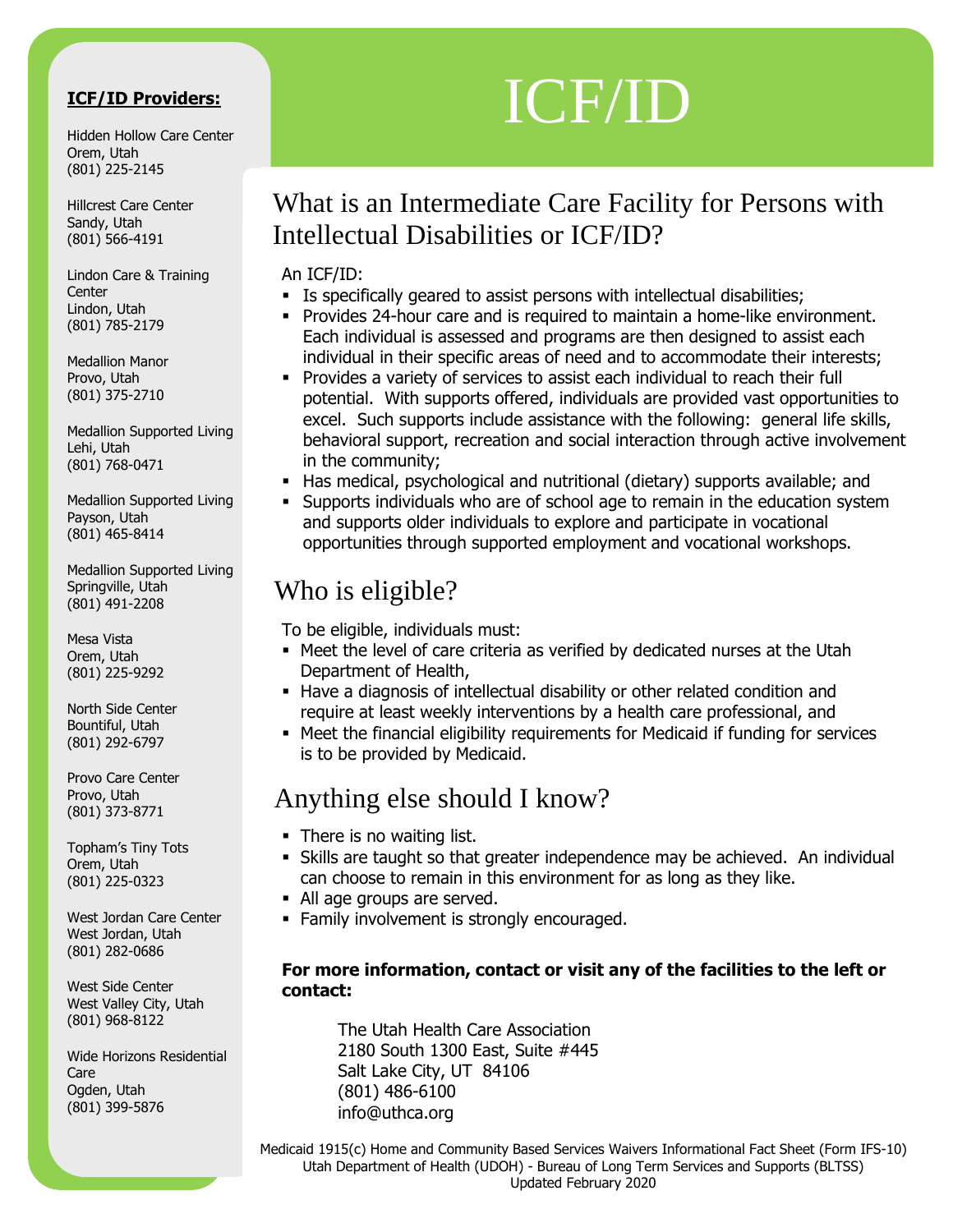# ICF/ID

## What is an Intermediate Care Facility for Persons with Intellectual Disabilities or ICF/ID?

An ICF/ID:

- Is specifically geared to assist persons with intellectual disabilities;
- Provides 24-hour care and is required to maintain a home-like environment. Each individual is assessed and programs are then designed to assist each individual in their specific areas of need and to accommodate their interests;
- Provides a variety of services to assist each individual to reach their full potential. With supports offered, individuals are provided vast opportunities to excel. Such supports include assistance with the following: general life skills, behavioral support, recreation and social interaction through active involvement in the community;
- Has medical, psychological and nutritional (dietary) supports available; and
- Supports individuals who are of school age to remain in the education system and supports older individuals to explore and participate in vocational opportunities through supported employment and vocational workshops.

## Who is eligible?

To be eligible, individuals must:

- Meet the level of care criteria as verified by dedicated nurses at the Utah Department of Health,
- Have a diagnosis of intellectual disability or other related condition and require at least weekly interventions by a health care professional, and
- Meet the financial eligibility requirements for Medicaid if funding for services is to be provided by Medicaid.

## Anything else should I know?

- There is no waiting list.
- Skills are taught so that greater independence may be achieved. An individual can choose to remain in this environment for as long as they like.
- All age groups are served.
- Family involvement is strongly encouraged.

**For more information, contact or visit any of the facilities to the left or contact:**

The Utah Health Care Association
2180 South 1300 East, Suite #445
Salt Lake City, UT 84106
(801) 486-6100
info@uthca.org

**ICF/ID Providers:**

Hidden Hollow Care Center
Orem, Utah
(801) 225-2145

Hillcrest Care Center
Sandy, Utah
(801) 566-4191

Lindon Care & Training Center
Lindon, Utah
(801) 785-2179

Medallion Manor
Provo, Utah
(801) 375-2710

Medallion Supported Living
Lehi, Utah
(801) 768-0471

Medallion Supported Living
Payson, Utah
(801) 465-8414

Medallion Supported Living
Springville, Utah
(801) 491-2208

Mesa Vista
Orem, Utah
(801) 225-9292

North Side Center
Bountiful, Utah
(801) 292-6797

Provo Care Center
Provo, Utah
(801) 373-8771

Topham's Tiny Tots
Orem, Utah
(801) 225-0323

West Jordan Care Center
West Jordan, Utah
(801) 282-0686

West Side Center
West Valley City, Utah
(801) 968-8122

Wide Horizons Residential Care
Ogden, Utah
(801) 399-5876

Medicaid 1915(c) Home and Community Based Services Waivers Informational Fact Sheet (Form IFS-10)
Utah Department of Health (UDOH) - Bureau of Long Term Services and Supports (BLTSS)
Updated February 2020